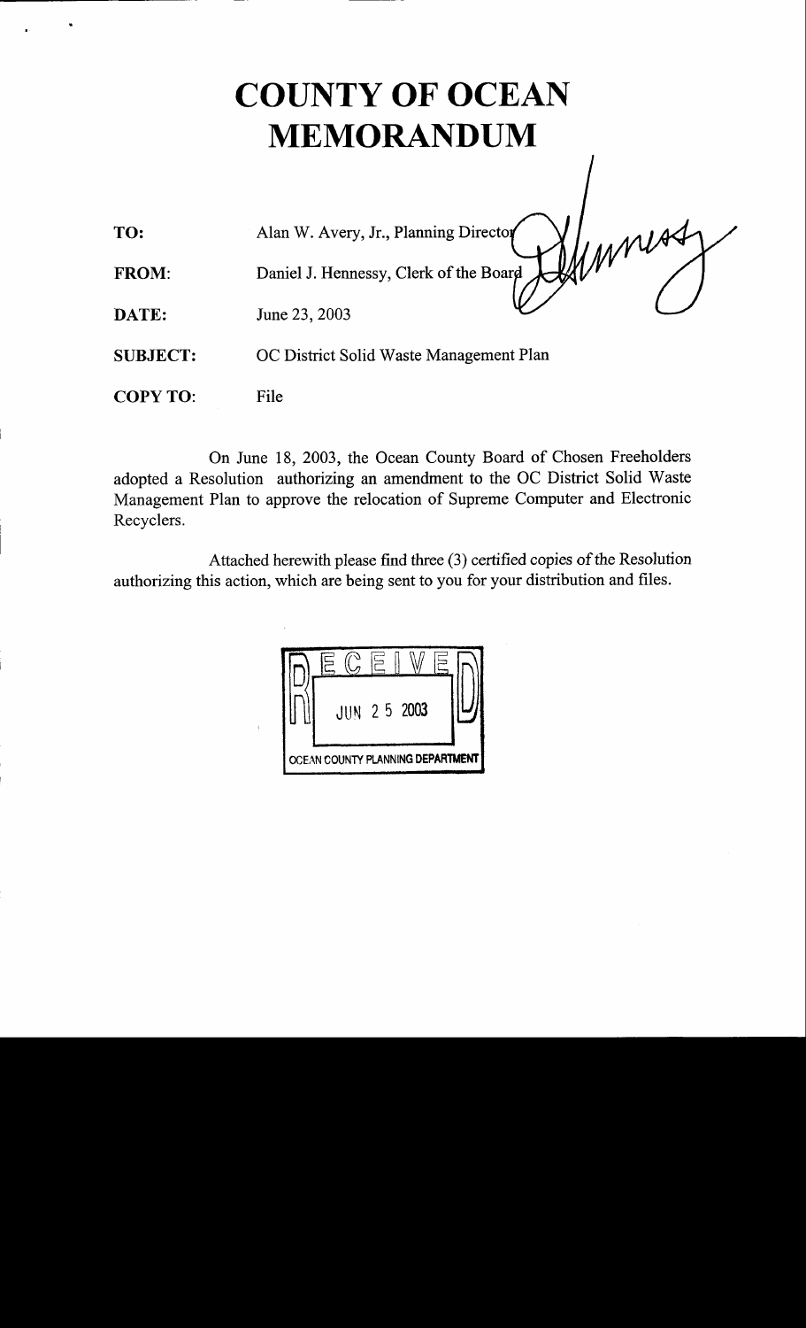# COUNTY OF OCEAN
# MEMORANDUM

**TO:** Alan W. Avery, Jr., Planning Director

**FROM:** Daniel J. Hennessy, Clerk of the Board

**DATE:** June 23, 2003

**SUBJECT:** OC District Solid Waste Management Plan

**COPY TO:** File

On June 18, 2003, the Ocean County Board of Chosen Freeholders adopted a Resolution authorizing an amendment to the OC District Solid Waste Management Plan to approve the relocation of Supreme Computer and Electronic Recyclers.

Attached herewith please find three (3) certified copies of the Resolution authorizing this action, which are being sent to you for your distribution and files.

RECEIVED
JUN 25 2003
OCEAN COUNTY PLANNING DEPARTMENT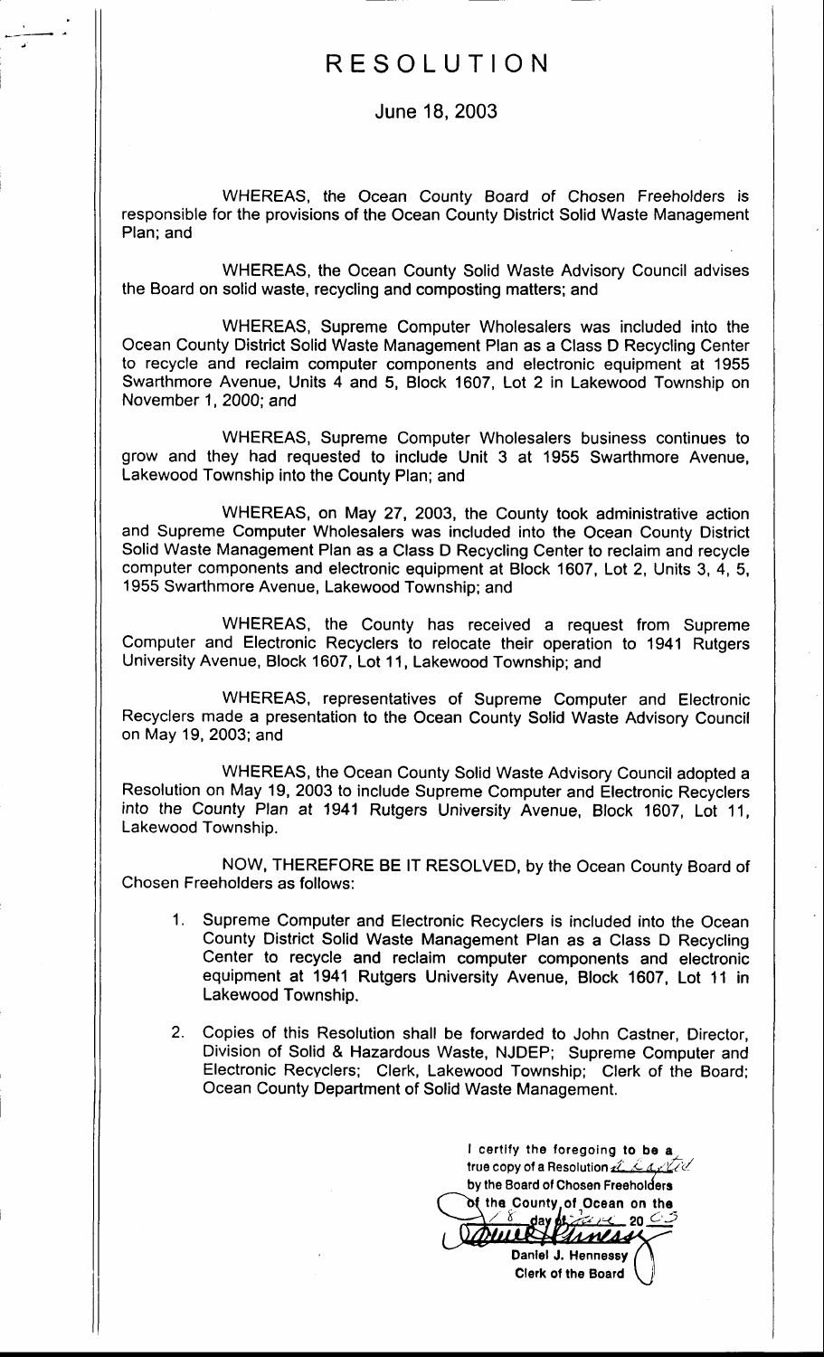# RESOLUTION

June 18, 2003

WHEREAS, the Ocean County Board of Chosen Freeholders is responsible for the provisions of the Ocean County District Solid Waste Management Plan; and

WHEREAS, the Ocean County Solid Waste Advisory Council advises the Board on solid waste, recycling and composting matters; and

WHEREAS, Supreme Computer Wholesalers was included into the Ocean County District Solid Waste Management Plan as a Class D Recycling Center to recycle and reclaim computer components and electronic equipment at 1955 Swarthmore Avenue, Units 4 and 5, Block 1607, Lot 2 in Lakewood Township on November 1, 2000; and

WHEREAS, Supreme Computer Wholesalers business continues to grow and they had requested to include Unit 3 at 1955 Swarthmore Avenue, Lakewood Township into the County Plan; and

WHEREAS, on May 27, 2003, the County took administrative action and Supreme Computer Wholesalers was included into the Ocean County District Solid Waste Management Plan as a Class D Recycling Center to reclaim and recycle computer components and electronic equipment at Block 1607, Lot 2, Units 3, 4, 5, 1955 Swarthmore Avenue, Lakewood Township; and

WHEREAS, the County has received a request from Supreme Computer and Electronic Recyclers to relocate their operation to 1941 Rutgers University Avenue, Block 1607, Lot 11, Lakewood Township; and

WHEREAS, representatives of Supreme Computer and Electronic Recyclers made a presentation to the Ocean County Solid Waste Advisory Council on May 19, 2003; and

WHEREAS, the Ocean County Solid Waste Advisory Council adopted a Resolution on May 19, 2003 to include Supreme Computer and Electronic Recyclers into the County Plan at 1941 Rutgers University Avenue, Block 1607, Lot 11, Lakewood Township.

NOW, THEREFORE BE IT RESOLVED, by the Ocean County Board of Chosen Freeholders as follows:

1. Supreme Computer and Electronic Recyclers is included into the Ocean County District Solid Waste Management Plan as a Class D Recycling Center to recycle and reclaim computer components and electronic equipment at 1941 Rutgers University Avenue, Block 1607, Lot 11 in Lakewood Township.

2. Copies of this Resolution shall be forwarded to John Castner, Director, Division of Solid & Hazardous Waste, NJDEP; Supreme Computer and Electronic Recyclers; Clerk, Lakewood Township; Clerk of the Board; Ocean County Department of Solid Waste Management.

I certify the foregoing to be a true copy of a Resolution adopted by the Board of Chosen Freeholders of the County of Ocean on the 18 day of June 2003

Daniel J. Hennessy
Clerk of the Board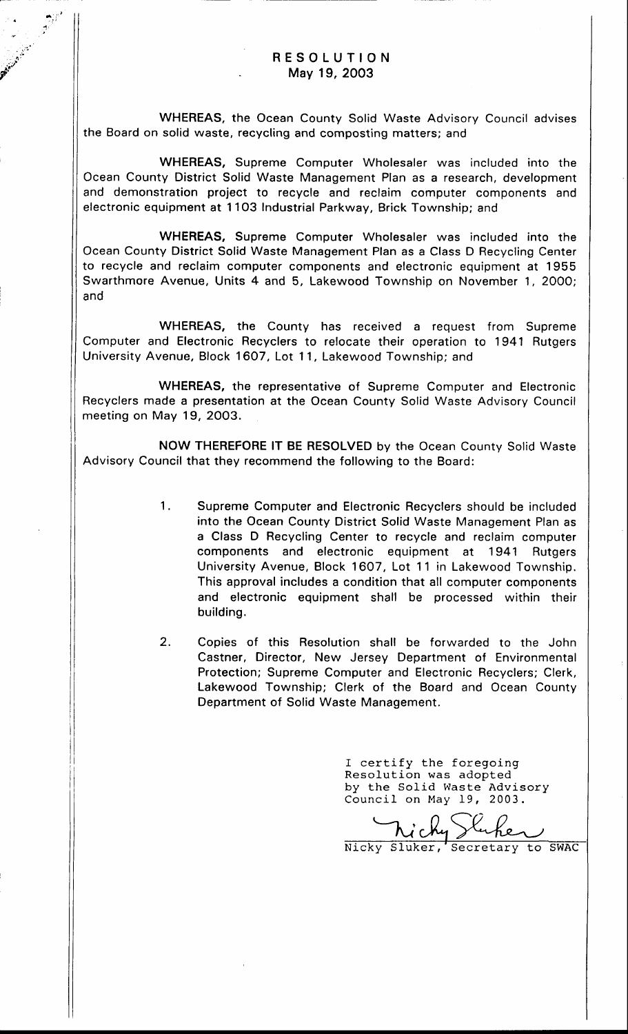# RESOLUTION
May 19, 2003

**WHEREAS,** the Ocean County Solid Waste Advisory Council advises the Board on solid waste, recycling and composting matters; and

**WHEREAS,** Supreme Computer Wholesaler was included into the Ocean County District Solid Waste Management Plan as a research, development and demonstration project to recycle and reclaim computer components and electronic equipment at 1103 Industrial Parkway, Brick Township; and

**WHEREAS,** Supreme Computer Wholesaler was included into the Ocean County District Solid Waste Management Plan as a Class D Recycling Center to recycle and reclaim computer components and electronic equipment at 1955 Swarthmore Avenue, Units 4 and 5, Lakewood Township on November 1, 2000; and

**WHEREAS,** the County has received a request from Supreme Computer and Electronic Recyclers to relocate their operation to 1941 Rutgers University Avenue, Block 1607, Lot 11, Lakewood Township; and

**WHEREAS,** the representative of Supreme Computer and Electronic Recyclers made a presentation at the Ocean County Solid Waste Advisory Council meeting on May 19, 2003.

**NOW THEREFORE IT BE RESOLVED** by the Ocean County Solid Waste Advisory Council that they recommend the following to the Board:

1. Supreme Computer and Electronic Recyclers should be included into the Ocean County District Solid Waste Management Plan as a Class D Recycling Center to recycle and reclaim computer components and electronic equipment at 1941 Rutgers University Avenue, Block 1607, Lot 11 in Lakewood Township. This approval includes a condition that all computer components and electronic equipment shall be processed within their building.

2. Copies of this Resolution shall be forwarded to the John Castner, Director, New Jersey Department of Environmental Protection; Supreme Computer and Electronic Recyclers; Clerk, Lakewood Township; Clerk of the Board and Ocean County Department of Solid Waste Management.

I certify the foregoing Resolution was adopted by the Solid Waste Advisory Council on May 19, 2003.

Nicky Sluker

Nicky Sluker, Secretary to SWAC